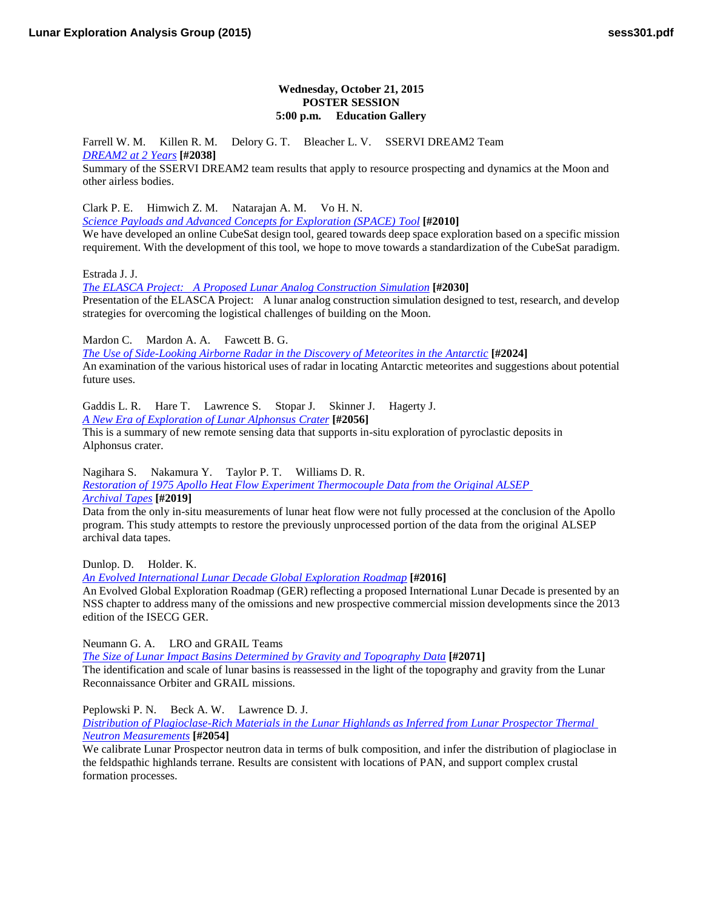**Wednesday, October 21, 2015**
**POSTER SESSION**
**5:00 p.m. Education Gallery**

Farrell W. M. Killen R. M. Delory G. T. Bleacher L. V. SSERVI DREAM2 Team
*DREAM2 at 2 Years* **[#2038]**
Summary of the SSERVI DREAM2 team results that apply to resource prospecting and dynamics at the Moon and other airless bodies.

Clark P. E. Himwich Z. M. Natarajan A. M. Vo H. N.
*Science Payloads and Advanced Concepts for Exploration (SPACE) Tool* **[#2010]**
We have developed an online CubeSat design tool, geared towards deep space exploration based on a specific mission requirement. With the development of this tool, we hope to move towards a standardization of the CubeSat paradigm.

Estrada J. J.
*The ELASCA Project: A Proposed Lunar Analog Construction Simulation* **[#2030]**
Presentation of the ELASCA Project: A lunar analog construction simulation designed to test, research, and develop strategies for overcoming the logistical challenges of building on the Moon.

Mardon C. Mardon A. A. Fawcett B. G.
*The Use of Side-Looking Airborne Radar in the Discovery of Meteorites in the Antarctic* **[#2024]**
An examination of the various historical uses of radar in locating Antarctic meteorites and suggestions about potential future uses.

Gaddis L. R. Hare T. Lawrence S. Stopar J. Skinner J. Hagerty J.
*A New Era of Exploration of Lunar Alphonsus Crater* **[#2056]**
This is a summary of new remote sensing data that supports in-situ exploration of pyroclastic deposits in Alphonsus crater.

Nagihara S. Nakamura Y. Taylor P. T. Williams D. R.
*Restoration of 1975 Apollo Heat Flow Experiment Thermocouple Data from the Original ALSEP Archival Tapes* **[#2019]**
Data from the only in-situ measurements of lunar heat flow were not fully processed at the conclusion of the Apollo program. This study attempts to restore the previously unprocessed portion of the data from the original ALSEP archival data tapes.

Dunlop. D. Holder. K.
*An Evolved International Lunar Decade Global Exploration Roadmap* **[#2016]**
An Evolved Global Exploration Roadmap (GER) reflecting a proposed International Lunar Decade is presented by an NSS chapter to address many of the omissions and new prospective commercial mission developments since the 2013 edition of the ISECG GER.

Neumann G. A. LRO and GRAIL Teams
*The Size of Lunar Impact Basins Determined by Gravity and Topography Data* **[#2071]**
The identification and scale of lunar basins is reassessed in the light of the topography and gravity from the Lunar Reconnaissance Orbiter and GRAIL missions.

Peplowski P. N. Beck A. W. Lawrence D. J.
*Distribution of Plagioclase-Rich Materials in the Lunar Highlands as Inferred from Lunar Prospector Thermal Neutron Measurements* **[#2054]**
We calibrate Lunar Prospector neutron data in terms of bulk composition, and infer the distribution of plagioclase in the feldspathic highlands terrane. Results are consistent with locations of PAN, and support complex crustal formation processes.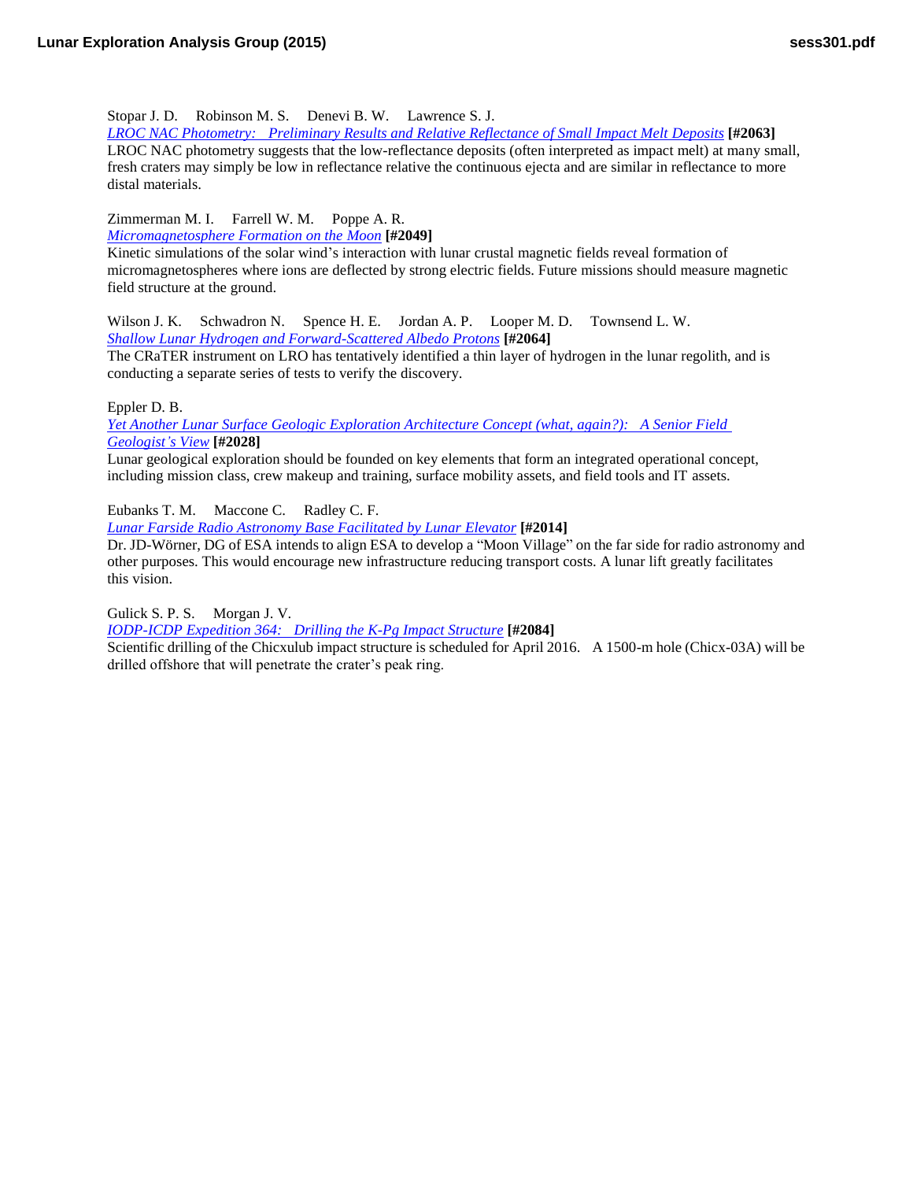Stopar J. D.   Robinson M. S.   Denevi B. W.   Lawrence S. J.
*LROC NAC Photometry: Preliminary Results and Relative Reflectance of Small Impact Melt Deposits* **[#2063]**
LROC NAC photometry suggests that the low-reflectance deposits (often interpreted as impact melt) at many small, fresh craters may simply be low in reflectance relative the continuous ejecta and are similar in reflectance to more distal materials.

Zimmerman M. I.   Farrell W. M.   Poppe A. R.
*Micromagnetosphere Formation on the Moon* **[#2049]**
Kinetic simulations of the solar wind's interaction with lunar crustal magnetic fields reveal formation of micromagnetospheres where ions are deflected by strong electric fields. Future missions should measure magnetic field structure at the ground.

Wilson J. K.   Schwadron N.   Spence H. E.   Jordan A. P.   Looper M. D.   Townsend L. W.
*Shallow Lunar Hydrogen and Forward-Scattered Albedo Protons* **[#2064]**
The CRaTER instrument on LRO has tentatively identified a thin layer of hydrogen in the lunar regolith, and is conducting a separate series of tests to verify the discovery.

Eppler D. B.
*Yet Another Lunar Surface Geologic Exploration Architecture Concept (what, again?): A Senior Field Geologist's View* **[#2028]**
Lunar geological exploration should be founded on key elements that form an integrated operational concept, including mission class, crew makeup and training, surface mobility assets, and field tools and IT assets.

Eubanks T. M.   Maccone C.   Radley C. F.
*Lunar Farside Radio Astronomy Base Facilitated by Lunar Elevator* **[#2014]**
Dr. JD-Wörner, DG of ESA intends to align ESA to develop a "Moon Village" on the far side for radio astronomy and other purposes. This would encourage new infrastructure reducing transport costs. A lunar lift greatly facilitates this vision.

Gulick S. P. S.   Morgan J. V.
*IODP-ICDP Expedition 364: Drilling the K-Pg Impact Structure* **[#2084]**
Scientific drilling of the Chicxulub impact structure is scheduled for April 2016. A 1500-m hole (Chicx-03A) will be drilled offshore that will penetrate the crater's peak ring.